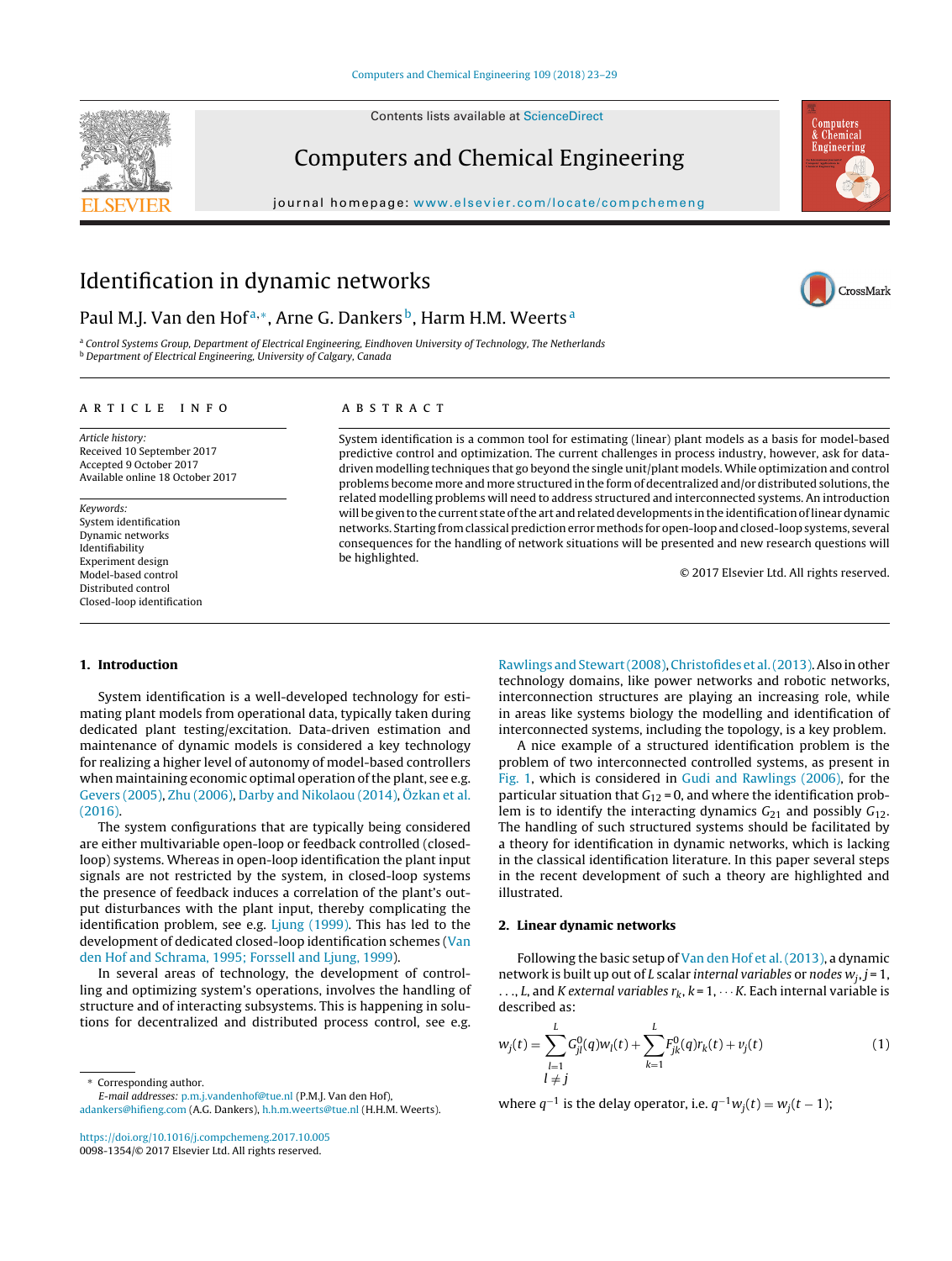# Identification in dynamic networks

Paul M.J. Van den Hof[a,*], Arne G. Dankers[b], Harm H.M. Weerts[a]

[a] Control Systems Group, Department of Electrical Engineering, Eindhoven University of Technology, The Netherlands
[b] Department of Electrical Engineering, University of Calgary, Canada

**ARTICLE INFO**

*Article history:*
Received 10 September 2017
Accepted 9 October 2017
Available online 18 October 2017

*Keywords:*
System identification
Dynamic networks
Identifiability
Experiment design
Model-based control
Distributed control
Closed-loop identification

**ABSTRACT**

System identification is a common tool for estimating (linear) plant models as a basis for model-based predictive control and optimization. The current challenges in process industry, however, ask for data-driven modelling techniques that go beyond the single unit/plant models. While optimization and control problems become more and more structured in the form of decentralized and/or distributed solutions, the related modelling problems will need to address structured and interconnected systems. An introduction will be given to the current state of the art and related developments in the identification of linear dynamic networks. Starting from classical prediction error methods for open-loop and closed-loop systems, several consequences for the handling of network situations will be presented and new research questions will be highlighted.

© 2017 Elsevier Ltd. All rights reserved.

## 1. Introduction

System identification is a well-developed technology for estimating plant models from operational data, typically taken during dedicated plant testing/excitation. Data-driven estimation and maintenance of dynamic models is considered a key technology for realizing a higher level of autonomy of model-based controllers when maintaining economic optimal operation of the plant, see e.g. Gevers (2005), Zhu (2006), Darby and Nikolaou (2014), Özkan et al. (2016).

The system configurations that are typically being considered are either multivariable open-loop or feedback controlled (closed-loop) systems. Whereas in open-loop identification the plant input signals are not restricted by the system, in closed-loop systems the presence of feedback induces a correlation of the plant's output disturbances with the plant input, thereby complicating the identification problem, see e.g. Ljung (1999). This has led to the development of dedicated closed-loop identification schemes (Van den Hof and Schrama, 1995; Forssell and Ljung, 1999).

In several areas of technology, the development of controlling and optimizing system's operations, involves the handling of structure and of interacting subsystems. This is happening in solutions for decentralized and distributed process control, see e.g. Rawlings and Stewart (2008), Christofides et al. (2013). Also in other technology domains, like power networks and robotic networks, interconnection structures are playing an increasing role, while in areas like systems biology the modelling and identification of interconnected systems, including the topology, is a key problem.

A nice example of a structured identification problem is the problem of two interconnected controlled systems, as present in Fig. 1, which is considered in Gudi and Rawlings (2006), for the particular situation that $G_{12} = 0$, and where the identification problem is to identify the interacting dynamics $G_{21}$ and possibly $G_{12}$. The handling of such structured systems should be facilitated by a theory for identification in dynamic networks, which is lacking in the classical identification literature. In this paper several steps in the recent development of such a theory are highlighted and illustrated.

## 2. Linear dynamic networks

Following the basic setup of Van den Hof et al. (2013), a dynamic network is built up out of $L$ scalar *internal variables* or *nodes* $w_j$, $j = 1, \ldots, L$, and $K$ *external variables* $r_k$, $k = 1, \cdots K$. Each internal variable is described as:

$$w_j(t) = \sum_{\substack{l=1 \\ l \neq j}}^{L} G_{jl}^0(q) w_l(t) + \sum_{k=1}^{L} F_{jk}^0(q) r_k(t) + v_j(t) \quad (1)$$

where $q^{-1}$ is the delay operator, i.e. $q^{-1} w_j(t) = w_j(t-1)$;

* Corresponding author.
E-mail addresses: p.m.j.vandenhof@tue.nl (P.M.J. Van den Hof), adankers@hifieng.com (A.G. Dankers), h.h.m.weerts@tue.nl (H.H.M. Weerts).

https://doi.org/10.1016/j.compchemeng.2017.10.005
0098-1354/© 2017 Elsevier Ltd. All rights reserved.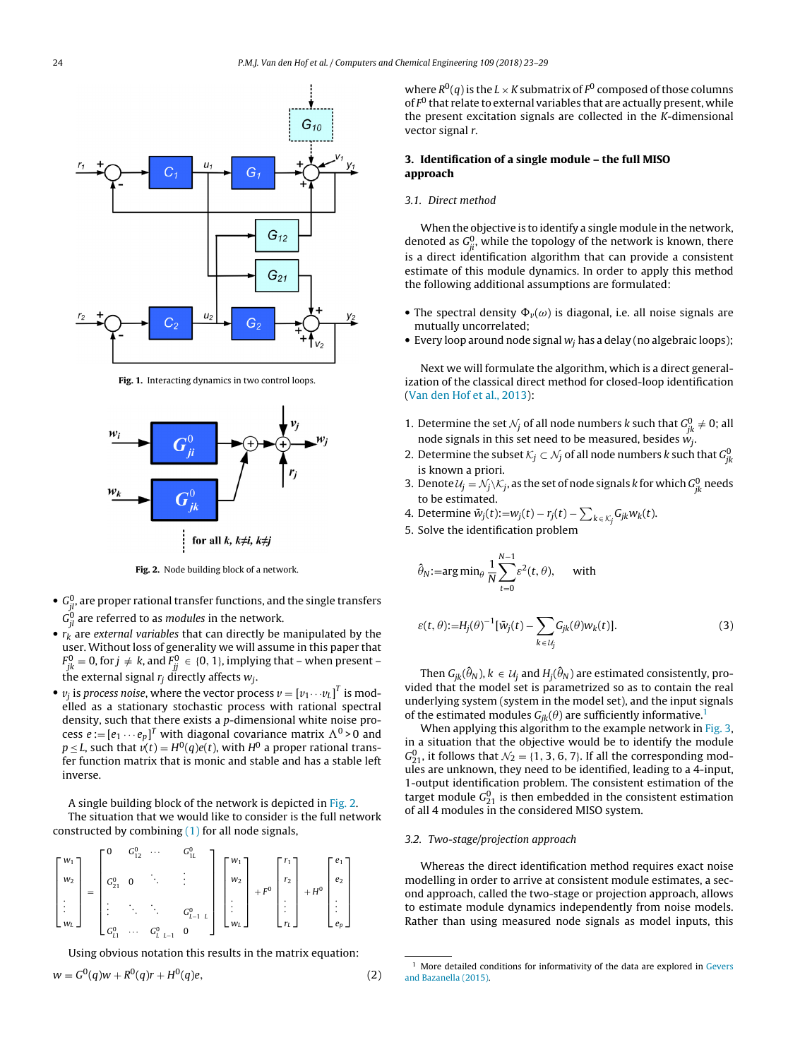Fig. 1. Interacting dynamics in two control loops.

Fig. 2. Node building block of a network.

- $G_{jl}^0$, are proper rational transfer functions, and the single transfers $G_{jl}^0$ are referred to as *modules* in the network.
- $r_k$ are *external variables* that can directly be manipulated by the user. Without loss of generality we will assume in this paper that $F_{jk}^0 = 0$, for $j \neq k$, and $F_{jj}^0 \in \{0, 1\}$, implying that – when present – the external signal $r_j$ directly affects $w_j$.
- $v_j$ is *process noise*, where the vector process $v = [v_1 \cdots v_L]^T$ is modelled as a stationary stochastic process with rational spectral density, such that there exists a $p$-dimensional white noise process $e := [e_1 \cdots e_p]^T$ with diagonal covariance matrix $\Lambda^0 > 0$ and $p \leq L$, such that $v(t) = H^0(q)e(t)$, with $H^0$ a proper rational transfer function matrix that is monic and stable and has a stable left inverse.

A single building block of the network is depicted in Fig. 2.

The situation that we would like to consider is the full network constructed by combining (1) for all node signals,

$$\begin{bmatrix} w_1 \\ w_2 \\ \vdots \\ w_L \end{bmatrix} = \begin{bmatrix} 0 & G_{12}^0 & \cdots & G_{1L}^0 \\ G_{21}^0 & 0 & \ddots & \vdots \\ \vdots & \ddots & \ddots & G_{L-1\ L}^0 \\ G_{L1}^0 & \cdots & G_{L\ L-1}^0 & 0 \end{bmatrix} \begin{bmatrix} w_1 \\ w_2 \\ \vdots \\ w_L \end{bmatrix} + F^0 \begin{bmatrix} r_1 \\ r_2 \\ \vdots \\ r_L \end{bmatrix} + H^0 \begin{bmatrix} e_1 \\ e_2 \\ \vdots \\ e_p \end{bmatrix}$$

Using obvious notation this results in the matrix equation:

$$w = G^0(q)w + R^0(q)r + H^0(q)e, \tag{2}$$

where $R^0(q)$ is the $L \times K$ submatrix of $F^0$ composed of those columns of $F^0$ that relate to external variables that are actually present, while the present excitation signals are collected in the $K$-dimensional vector signal $r$.

## 3. Identification of a single module – the full MISO approach

### 3.1. Direct method

When the objective is to identify a single module in the network, denoted as $G_{ji}^0$, while the topology of the network is known, there is a direct identification algorithm that can provide a consistent estimate of this module dynamics. In order to apply this method the following additional assumptions are formulated:

- The spectral density $\Phi_v(\omega)$ is diagonal, i.e. all noise signals are mutually uncorrelated;
- Every loop around node signal $w_j$ has a delay (no algebraic loops);

Next we will formulate the algorithm, which is a direct generalization of the classical direct method for closed-loop identification (Van den Hof et al., 2013):

1. Determine the set $\mathcal{N}_j$ of all node numbers $k$ such that $G_{jk}^0 \neq 0$; all node signals in this set need to be measured, besides $w_j$.
2. Determine the subset $\mathcal{K}_j \subset \mathcal{N}_j$ of all node numbers $k$ such that $G_{jk}^0$ is known a priori.
3. Denote $\mathcal{U}_j = \mathcal{N}_j \backslash \mathcal{K}_j$, as the set of node signals $k$ for which $G_{jk}^0$ needs to be estimated.
4. Determine $\bar{w}_j(t) := w_j(t) - r_j(t) - \sum_{k \in \mathcal{K}_j} G_{jk} w_k(t)$.
5. Solve the identification problem

$$\hat{\theta}_N := \arg\min_\theta \frac{1}{N} \sum_{t=0}^{N-1} \varepsilon^2(t, \theta), \quad \text{with}$$

$$\varepsilon(t, \theta) := H_j(\theta)^{-1} [\bar{w}_j(t) - \sum_{k \in \mathcal{U}_j} G_{jk}(\theta) w_k(t)]. \tag{3}$$

Then $G_{jk}(\hat{\theta}_N)$, $k \in \mathcal{U}_j$ and $H_j(\hat{\theta}_N)$ are estimated consistently, provided that the model set is parametrized so as to contain the real underlying system (system in the model set), and the input signals of the estimated modules $G_{jk}(\theta)$ are sufficiently informative.[1]

When applying this algorithm to the example network in Fig. 3, in a situation that the objective would be to identify the module $G_{21}^0$, it follows that $\mathcal{N}_2 = \{1, 3, 6, 7\}$. If all the corresponding modules are unknown, they need to be identified, leading to a 4-input, 1-output identification problem. The consistent estimation of the target module $G_{21}^0$ is then embedded in the consistent estimation of all 4 modules in the considered MISO system.

### 3.2. Two-stage/projection approach

Whereas the direct identification method requires exact noise modelling in order to arrive at consistent module estimates, a second approach, called the two-stage or projection approach, allows to estimate module dynamics independently from noise models. Rather than using measured node signals as model inputs, this

[1] More detailed conditions for informativity of the data are explored in Gevers and Bazanella (2015).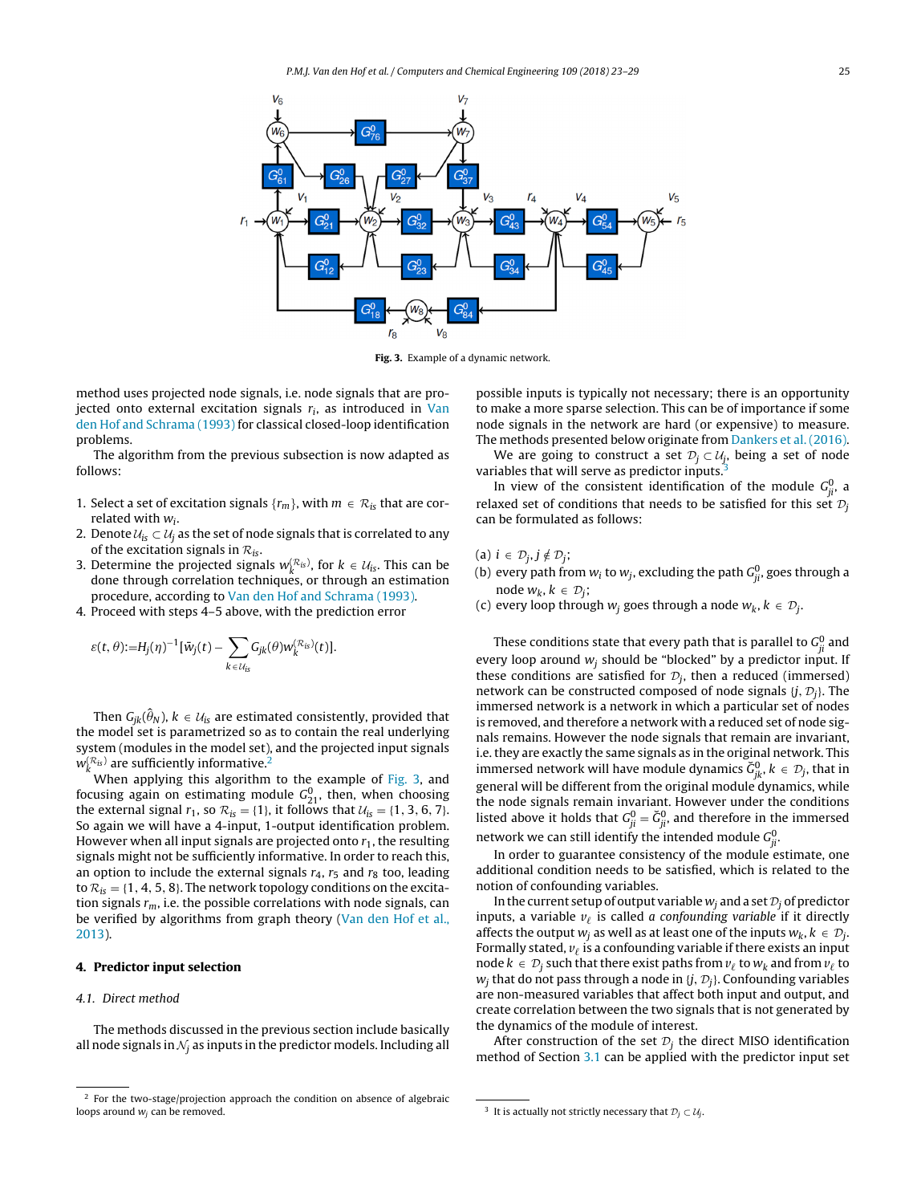Fig. 3. Example of a dynamic network.

method uses projected node signals, i.e. node signals that are projected onto external excitation signals $r_i$, as introduced in Van den Hof and Schrama (1993) for classical closed-loop identification problems.

The algorithm from the previous subsection is now adapted as follows:

1. Select a set of excitation signals $\{r_m\}$, with $m \in \mathcal{R}_{is}$ that are correlated with $w_i$.
2. Denote $\mathcal{U}_{is} \subset \mathcal{U}_j$ as the set of node signals that is correlated to any of the excitation signals in $\mathcal{R}_{is}$.
3. Determine the projected signals $w_k^{(\mathcal{R}_{is})}$, for $k \in \mathcal{U}_{is}$. This can be done through correlation techniques, or through an estimation procedure, according to Van den Hof and Schrama (1993).
4. Proceed with steps 4–5 above, with the prediction error

$$\varepsilon(t,\theta) := H_j(\eta)^{-1}[\bar{w}_j(t) - \sum_{k \in \mathcal{U}_{is}} G_{jk}(\theta) w_k^{(\mathcal{R}_{is})}(t)].$$

Then $G_{jk}(\hat{\theta}_N)$, $k \in \mathcal{U}_{is}$ are estimated consistently, provided that the model set is parametrized so as to contain the real underlying system (modules in the model set), and the projected input signals $w_k^{(\mathcal{R}_{is})}$ are sufficiently informative.[2]

When applying this algorithm to the example of Fig. 3, and focusing again on estimating module $G_{21}^0$, then, when choosing the external signal $r_1$, so $\mathcal{R}_{is} = \{1\}$, it follows that $\mathcal{U}_{is} = \{1, 3, 6, 7\}$. So again we will have a 4-input, 1-output identification problem. However when all input signals are projected onto $r_1$, the resulting signals might not be sufficiently informative. In order to reach this, an option to include the external signals $r_4$, $r_5$ and $r_8$ too, leading to $\mathcal{R}_{is} = \{1, 4, 5, 8\}$. The network topology conditions on the excitation signals $r_m$, i.e. the possible correlations with node signals, can be verified by algorithms from graph theory (Van den Hof et al., 2013).

## 4. Predictor input selection

### 4.1. Direct method

The methods discussed in the previous section include basically all node signals in $\mathcal{N}_j$ as inputs in the predictor models. Including all possible inputs is typically not necessary; there is an opportunity to make a more sparse selection. This can be of importance if some node signals in the network are hard (or expensive) to measure. The methods presented below originate from Dankers et al. (2016).

We are going to construct a set $\mathcal{D}_j \subset \mathcal{U}_j$, being a set of node variables that will serve as predictor inputs.[3]

In view of the consistent identification of the module $G_{ji}^0$, a relaxed set of conditions that needs to be satisfied for this set $\mathcal{D}_j$ can be formulated as follows:

(a) $i \in \mathcal{D}_j, j \notin \mathcal{D}_j$;
(b) every path from $w_i$ to $w_j$, excluding the path $G_{ji}^0$, goes through a node $w_k$, $k \in \mathcal{D}_j$;
(c) every loop through $w_j$ goes through a node $w_k$, $k \in \mathcal{D}_j$.

These conditions state that every path that is parallel to $G_{ji}^0$ and every loop around $w_j$ should be "blocked" by a predictor input. If these conditions are satisfied for $\mathcal{D}_j$, then a reduced (immersed) network can be constructed composed of node signals $\{j, \mathcal{D}_j\}$. The immersed network is a network in which a particular set of nodes is removed, and therefore a network with a reduced set of node signals remains. However the node signals that remain are invariant, i.e. they are exactly the same signals as in the original network. This immersed network will have module dynamics $\breve{G}_{jk}^0$, $k \in \mathcal{D}_j$, that in general will be different from the original module dynamics, while the node signals remain invariant. However under the conditions listed above it holds that $G_{ji}^0 = \breve{G}_{ji}^0$, and therefore in the immersed network we can still identify the intended module $G_{ji}^0$.

In order to guarantee consistency of the module estimate, one additional condition needs to be satisfied, which is related to the notion of confounding variables.

In the current setup of output variable $w_j$ and a set $\mathcal{D}_j$ of predictor inputs, a variable $v_\ell$ is called *a confounding variable* if it directly affects the output $w_j$ as well as at least one of the inputs $w_k$, $k \in \mathcal{D}_j$. Formally stated, $v_\ell$ is a confounding variable if there exists an input node $k \in \mathcal{D}_j$ such that there exist paths from $v_\ell$ to $w_k$ and from $v_\ell$ to $w_j$ that do not pass through a node in $\{j, \mathcal{D}_j\}$. Confounding variables are non-measured variables that affect both input and output, and create correlation between the two signals that is not generated by the dynamics of the module of interest.

After construction of the set $\mathcal{D}_j$ the direct MISO identification method of Section 3.1 can be applied with the predictor input set

[2] For the two-stage/projection approach the condition on absence of algebraic loops around $w_j$ can be removed.

[3] It is actually not strictly necessary that $\mathcal{D}_j \subset \mathcal{U}_j$.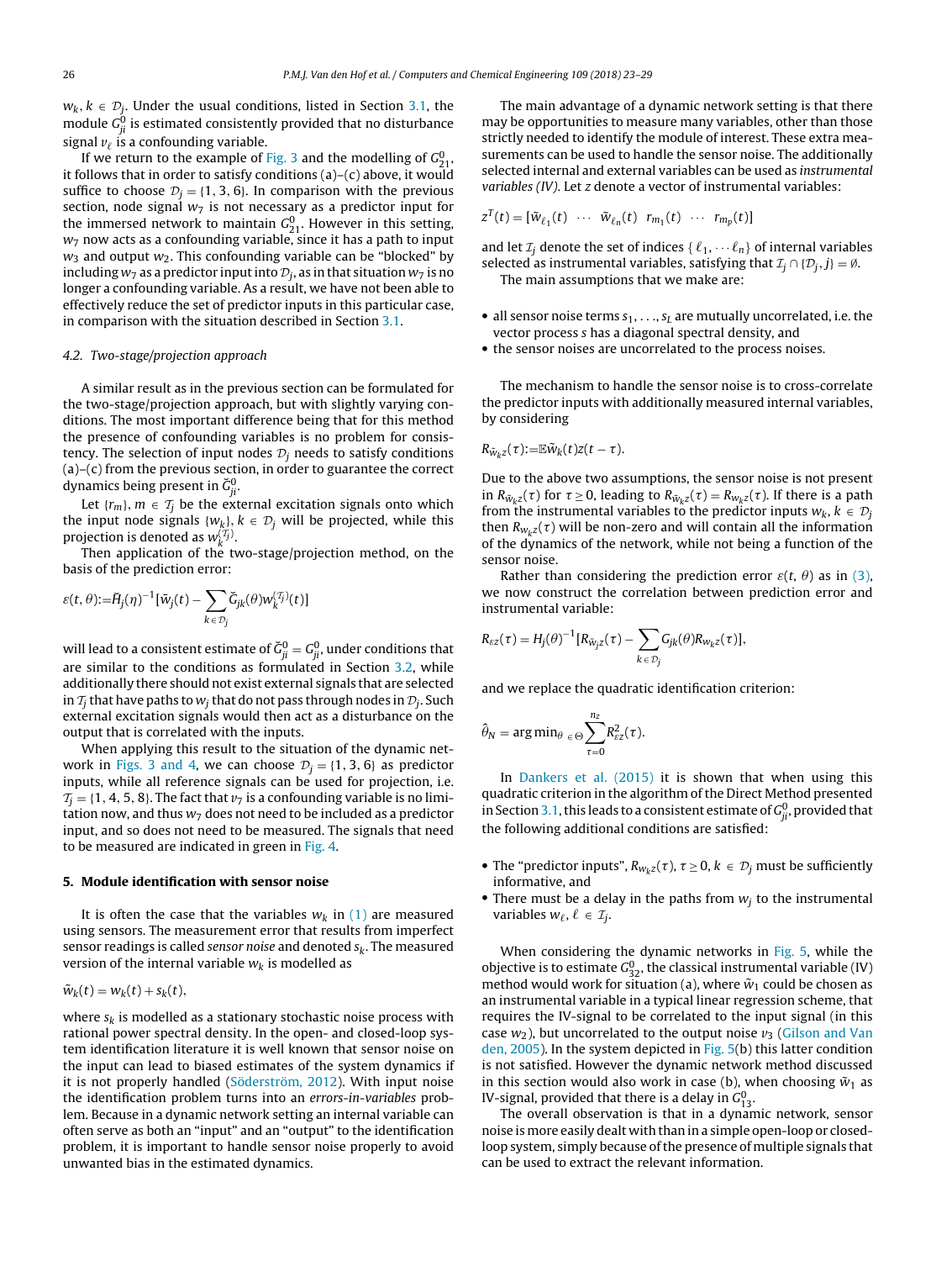$w_k$, $k \in \mathcal{D}_j$. Under the usual conditions, listed in Section 3.1, the module $G^0_{ji}$ is estimated consistently provided that no disturbance signal $v_\ell$ is a confounding variable.

If we return to the example of Fig. 3 and the modelling of $G^0_{21}$, it follows that in order to satisfy conditions (a)–(c) above, it would suffice to choose $\mathcal{D}_j = \{1, 3, 6\}$. In comparison with the previous section, node signal $w_7$ is not necessary as a predictor input for the immersed network to maintain $G^0_{21}$. However in this setting, $w_7$ now acts as a confounding variable, since it has a path to input $w_3$ and output $w_2$. This confounding variable can be "blocked" by including $w_7$ as a predictor input into $\mathcal{D}_j$, as in that situation $w_7$ is no longer a confounding variable. As a result, we have not been able to effectively reduce the set of predictor inputs in this particular case, in comparison with the situation described in Section 3.1.

### 4.2. Two-stage/projection approach

A similar result as in the previous section can be formulated for the two-stage/projection approach, but with slightly varying conditions. The most important difference being that for this method the presence of confounding variables is no problem for consistency. The selection of input nodes $\mathcal{D}_j$ needs to satisfy conditions (a)–(c) from the previous section, in order to guarantee the correct dynamics being present in $\breve{G}^0_{ji}$.

Let $\{r_m\}$, $m \in \mathcal{T}_j$ be the external excitation signals onto which the input node signals $\{w_k\}$, $k \in \mathcal{D}_j$ will be projected, while this projection is denoted as $w_k^{(\mathcal{T}_j)}$.

Then application of the two-stage/projection method, on the basis of the prediction error:

$$\varepsilon(t, \theta) := \breve{H}_j(\eta)^{-1}[\tilde{w}_j(t) - \sum_{k \in \mathcal{D}_j} \breve{G}_{jk}(\theta) w_k^{(\mathcal{T}_j)}(t)]$$

will lead to a consistent estimate of $\breve{G}^0_{ji} = G^0_{ji}$, under conditions that are similar to the conditions as formulated in Section 3.2, while additionally there should not exist external signals that are selected in $\mathcal{T}_j$ that have paths to $w_j$ that do not pass through nodes in $\mathcal{D}_j$. Such external excitation signals would then act as a disturbance on the output that is correlated with the inputs.

When applying this result to the situation of the dynamic network in Figs. 3 and 4, we can choose $\mathcal{D}_j = \{1, 3, 6\}$ as predictor inputs, while all reference signals can be used for projection, i.e. $\mathcal{T}_j = \{1, 4, 5, 8\}$. The fact that $v_7$ is a confounding variable is no limitation now, and thus $w_7$ does not need to be included as a predictor input, and so does not need to be measured. The signals that need to be measured are indicated in green in Fig. 4.

## 5. Module identification with sensor noise

It is often the case that the variables $w_k$ in (1) are measured using sensors. The measurement error that results from imperfect sensor readings is called *sensor noise* and denoted $s_k$. The measured version of the internal variable $w_k$ is modelled as

$$\tilde{w}_k(t) = w_k(t) + s_k(t),$$

where $s_k$ is modelled as a stationary stochastic noise process with rational power spectral density. In the open- and closed-loop system identification literature it is well known that sensor noise on the input can lead to biased estimates of the system dynamics if it is not properly handled (Söderström, 2012). With input noise the identification problem turns into an *errors-in-variables* problem. Because in a dynamic network setting an internal variable can often serve as both an "input" and an "output" to the identification problem, it is important to handle sensor noise properly to avoid unwanted bias in the estimated dynamics.

The main advantage of a dynamic network setting is that there may be opportunities to measure many variables, other than those strictly needed to identify the module of interest. These extra measurements can be used to handle the sensor noise. The additionally selected internal and external variables can be used as *instrumental variables (IV)*. Let $z$ denote a vector of instrumental variables:

$$z^T(t) = [\tilde{w}_{\ell_1}(t) \;\; \cdots \;\; \tilde{w}_{\ell_n}(t) \;\; r_{m_1}(t) \;\; \cdots \;\; r_{m_p}(t)]$$

and let $\mathcal{I}_j$ denote the set of indices $\{\ell_1, \cdots \ell_n\}$ of internal variables selected as instrumental variables, satisfying that $\mathcal{I}_j \cap \{\mathcal{D}_j, j\} = \emptyset$.

The main assumptions that we make are:

- all sensor noise terms $s_1, \ldots, s_L$ are mutually uncorrelated, i.e. the vector process $s$ has a diagonal spectral density, and
- the sensor noises are uncorrelated to the process noises.

The mechanism to handle the sensor noise is to cross-correlate the predictor inputs with additionally measured internal variables, by considering

$$R_{\tilde{w}_k z}(\tau) := \bar{\mathbb{E}} \tilde{w}_k(t) z(t - \tau).$$

Due to the above two assumptions, the sensor noise is not present in $R_{\tilde{w}_k z}(\tau)$ for $\tau \geq 0$, leading to $R_{\tilde{w}_k z}(\tau) = R_{w_k z}(\tau)$. If there is a path from the instrumental variables to the predictor inputs $w_k$, $k \in \mathcal{D}_j$ then $R_{w_k z}(\tau)$ will be non-zero and will contain all the information of the dynamics of the network, while not being a function of the sensor noise.

Rather than considering the prediction error $\varepsilon(t, \theta)$ as in (3), we now construct the correlation between prediction error and instrumental variable:

$$R_{\varepsilon z}(\tau) = H_j(\theta)^{-1}[R_{\tilde{w}_j z}(\tau) - \sum_{k \in \mathcal{D}_j} G_{jk}(\theta) R_{w_k z}(\tau)],$$

and we replace the quadratic identification criterion:

$$\hat{\theta}_N = \arg\min_{\theta \in \Theta} \sum_{\tau=0}^{n_z} R^2_{\varepsilon z}(\tau).$$

In Dankers et al. (2015) it is shown that when using this quadratic criterion in the algorithm of the Direct Method presented in Section 3.1, this leads to a consistent estimate of $G^0_{ji}$, provided that the following additional conditions are satisfied:

- The "predictor inputs", $R_{w_k z}(\tau)$, $\tau \geq 0$, $k \in \mathcal{D}_j$ must be sufficiently informative, and
- There must be a delay in the paths from $w_j$ to the instrumental variables $w_\ell$, $\ell \in \mathcal{I}_j$.

When considering the dynamic networks in Fig. 5, while the objective is to estimate $G^0_{32}$, the classical instrumental variable (IV) method would work for situation (a), where $\tilde{w}_1$ could be chosen as an instrumental variable in a typical linear regression scheme, that requires the IV-signal to be correlated to the input signal (in this case $w_2$), but uncorrelated to the output noise $v_3$ (Gilson and Van den, 2005). In the system depicted in Fig. 5(b) this latter condition is not satisfied. However the dynamic network method discussed in this section would also work in case (b), when choosing $\tilde{w}_1$ as IV-signal, provided that there is a delay in $G^0_{13}$.

The overall observation is that in a dynamic network, sensor noise is more easily dealt with than in a simple open-loop or closed-loop system, simply because of the presence of multiple signals that can be used to extract the relevant information.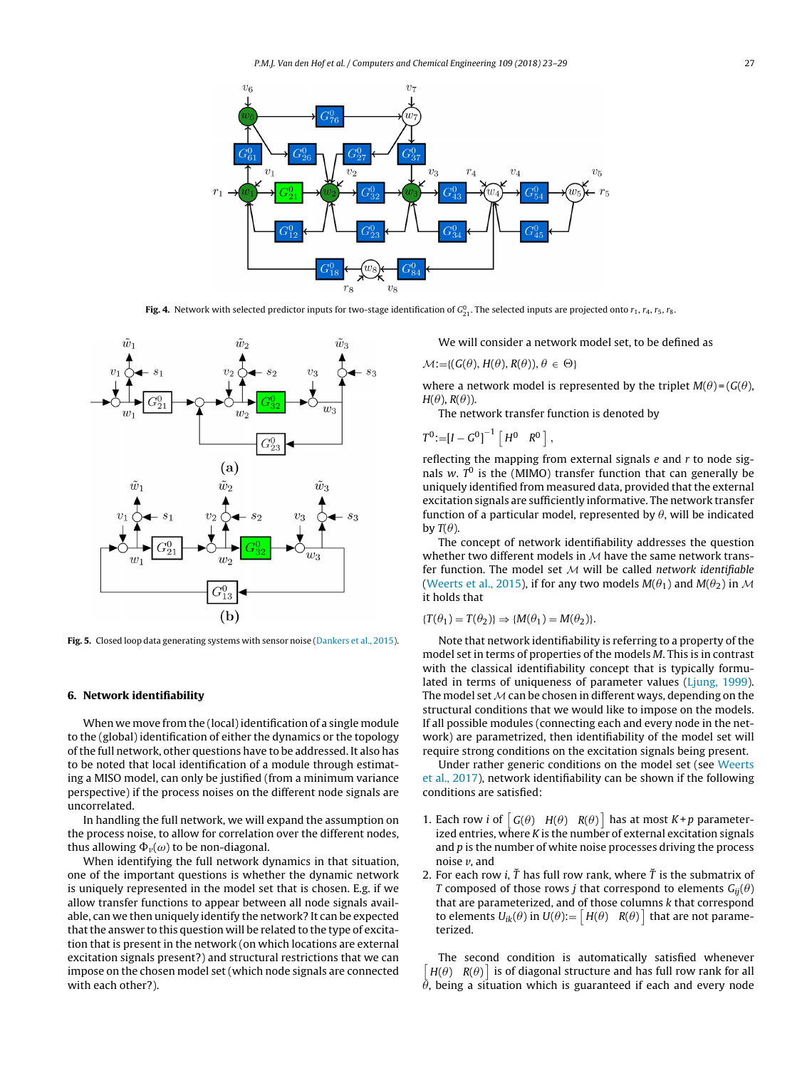Fig. 4. Network with selected predictor inputs for two-stage identification of $G^0_{21}$. The selected inputs are projected onto $r_1$, $r_4$, $r_5$, $r_8$.

Fig. 5. Closed loop data generating systems with sensor noise (Dankers et al., 2015).

## 6. Network identifiability

When we move from the (local) identification of a single module to the (global) identification of either the dynamics or the topology of the full network, other questions have to be addressed. It also has to be noted that local identification of a module through estimating a MISO model, can only be justified (from a minimum variance perspective) if the process noises on the different node signals are uncorrelated.

In handling the full network, we will expand the assumption on the process noise, to allow for correlation over the different nodes, thus allowing $\Phi_v(\omega)$ to be non-diagonal.

When identifying the full network dynamics in that situation, one of the important questions is whether the dynamic network is uniquely represented in the model set that is chosen. E.g. if we allow transfer functions to appear between all node signals available, can we then uniquely identify the network? It can be expected that the answer to this question will be related to the type of excitation that is present in the network (on which locations are external excitation signals present?) and structural restrictions that we can impose on the chosen model set (which node signals are connected with each other?).

We will consider a network model set, to be defined as

$$\mathcal{M} := \{(G(\theta), H(\theta), R(\theta)), \theta \in \Theta\}$$

where a network model is represented by the triplet $M(\theta) = (G(\theta), H(\theta), R(\theta))$.

The network transfer function is denoted by

$$T^0 := [I - G^0]^{-1} \begin{bmatrix} H^0 & R^0 \end{bmatrix},$$

reflecting the mapping from external signals $e$ and $r$ to node signals $w$. $T^0$ is the (MIMO) transfer function that can generally be uniquely identified from measured data, provided that the external excitation signals are sufficiently informative. The network transfer function of a particular model, represented by $\theta$, will be indicated by $T(\theta)$.

The concept of network identifiability addresses the question whether two different models in $\mathcal{M}$ have the same network transfer function. The model set $\mathcal{M}$ will be called *network identifiable* (Weerts et al., 2015), if for any two models $M(\theta_1)$ and $M(\theta_2)$ in $\mathcal{M}$ it holds that

$$\{T(\theta_1) = T(\theta_2)\} \Rightarrow \{M(\theta_1) = M(\theta_2)\}.$$

Note that network identifiability is referring to a property of the model set in terms of properties of the models $M$. This is in contrast with the classical identifiability concept that is typically formulated in terms of uniqueness of parameter values (Ljung, 1999). The model set $\mathcal{M}$ can be chosen in different ways, depending on the structural conditions that we would like to impose on the models. If all possible modules (connecting each and every node in the network) are parametrized, then identifiability of the model set will require strong conditions on the excitation signals being present.

Under rather generic conditions on the model set (see Weerts et al., 2017), network identifiability can be shown if the following conditions are satisfied:

1. Each row $i$ of $\begin{bmatrix} G(\theta) & H(\theta) & R(\theta) \end{bmatrix}$ has at most $K + p$ parameterized entries, where $K$ is the number of external excitation signals and $p$ is the number of white noise processes driving the process noise $v$, and
2. For each row $i$, $\breve{T}$ has full row rank, where $\breve{T}$ is the submatrix of $T$ composed of those rows $j$ that correspond to elements $G_{ij}(\theta)$ that are parametrized, and of those columns $k$ that correspond to elements $U_{ik}(\theta)$ in $U(\theta) := \begin{bmatrix} H(\theta) & R(\theta) \end{bmatrix}$ that are not parameterized.

The second condition is automatically satisfied whenever $\begin{bmatrix} H(\theta) & R(\theta) \end{bmatrix}$ is of diagonal structure and has full row rank for all $\theta$, being a situation which is guaranteed if each and every node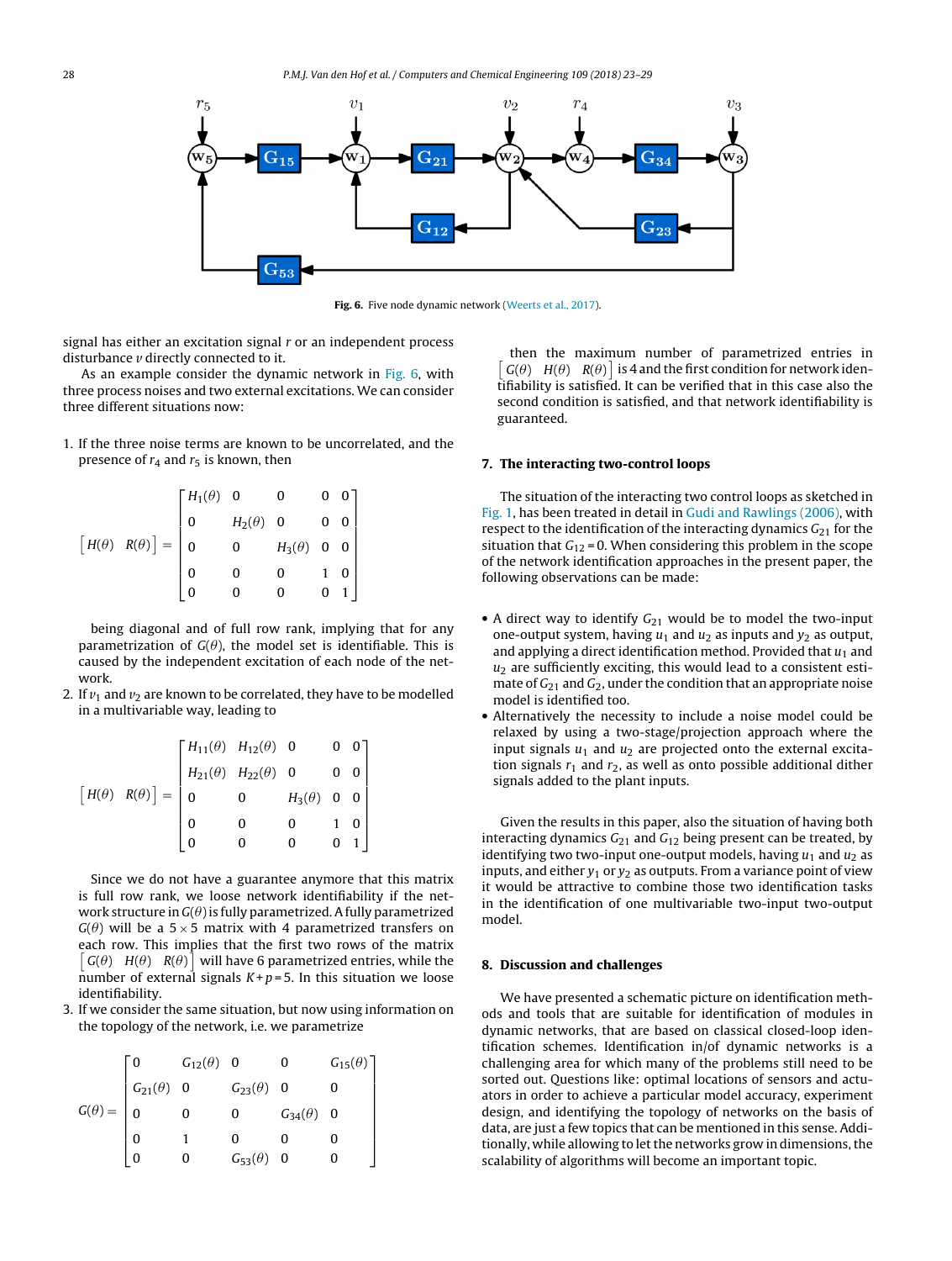Fig. 6. Five node dynamic network (Weerts et al., 2017).

signal has either an excitation signal $r$ or an independent process disturbance $v$ directly connected to it.

As an example consider the dynamic network in Fig. 6, with three process noises and two external excitations. We can consider three different situations now:

1. If the three noise terms are known to be uncorrelated, and the presence of $r_4$ and $r_5$ is known, then

$$\begin{bmatrix} H(\theta) & R(\theta) \end{bmatrix} = \begin{bmatrix} H_1(\theta) & 0 & 0 & 0 & 0 \\ 0 & H_2(\theta) & 0 & 0 & 0 \\ 0 & 0 & H_3(\theta) & 0 & 0 \\ 0 & 0 & 0 & 1 & 0 \\ 0 & 0 & 0 & 0 & 1 \end{bmatrix}$$

being diagonal and of full row rank, implying that for any parametrization of $G(\theta)$, the model set is identifiable. This is caused by the independent excitation of each node of the network.

2. If $v_1$ and $v_2$ are known to be correlated, they have to be modelled in a multivariable way, leading to

$$\begin{bmatrix} H(\theta) & R(\theta) \end{bmatrix} = \begin{bmatrix} H_{11}(\theta) & H_{12}(\theta) & 0 & 0 & 0 \\ H_{21}(\theta) & H_{22}(\theta) & 0 & 0 & 0 \\ 0 & 0 & H_3(\theta) & 0 & 0 \\ 0 & 0 & 0 & 1 & 0 \\ 0 & 0 & 0 & 0 & 1 \end{bmatrix}$$

Since we do not have a guarantee anymore that this matrix is full row rank, we loose network identifiability if the network structure in $G(\theta)$ is fully parametrized. A fully parametrized $G(\theta)$ will be a $5\times 5$ matrix with 4 parametrized transfers on each row. This implies that the first two rows of the matrix $\begin{bmatrix} G(\theta) & H(\theta) & R(\theta) \end{bmatrix}$ will have 6 parametrized entries, while the number of external signals $K+p=5$. In this situation we loose identifiability.

3. If we consider the same situation, but now using information on the topology of the network, i.e. we parametrize

$$G(\theta) = \begin{bmatrix} 0 & G_{12}(\theta) & 0 & 0 & G_{15}(\theta) \\ G_{21}(\theta) & 0 & G_{23}(\theta) & 0 & 0 \\ 0 & 0 & 0 & G_{34}(\theta) & 0 \\ 0 & 1 & 0 & 0 & 0 \\ 0 & 0 & G_{53}(\theta) & 0 & 0 \end{bmatrix}$$

then the maximum number of parametrized entries in $\begin{bmatrix} G(\theta) & H(\theta) & R(\theta) \end{bmatrix}$ is 4 and the first condition for network identifiability is satisfied. It can be verified that in this case also the second condition is satisfied, and that network identifiability is guaranteed.

## 7. The interacting two-control loops

The situation of the interacting two control loops as sketched in Fig. 1, has been treated in detail in Gudi and Rawlings (2006), with respect to the identification of the interacting dynamics $G_{21}$ for the situation that $G_{12}=0$. When considering this problem in the scope of the network identification approaches in the present paper, the following observations can be made:

- A direct way to identify $G_{21}$ would be to model the two-input one-output system, having $u_1$ and $u_2$ as inputs and $y_2$ as output, and applying a direct identification method. Provided that $u_1$ and $u_2$ are sufficiently exciting, this would lead to a consistent estimate of $G_{21}$ and $G_2$, under the condition that an appropriate noise model is identified too.
- Alternatively the necessity to include a noise model could be relaxed by using a two-stage/projection approach where the input signals $u_1$ and $u_2$ are projected onto the external excitation signals $r_1$ and $r_2$, as well as onto possible additional dither signals added to the plant inputs.

Given the results in this paper, also the situation of having both interacting dynamics $G_{21}$ and $G_{12}$ being present can be treated, by identifying two two-input one-output models, having $u_1$ and $u_2$ as inputs, and either $y_1$ or $y_2$ as outputs. From a variance point of view it would be attractive to combine those two identification tasks in the identification of one multivariable two-input two-output model.

## 8. Discussion and challenges

We have presented a schematic picture on identification methods and tools that are suitable for identification of modules in dynamic networks, that are based on classical closed-loop identification schemes. Identification in/of dynamic networks is a challenging area for which many of the problems still need to be sorted out. Questions like: optimal locations of sensors and actuators in order to achieve a particular model accuracy, experiment design, and identifying the topology of networks on the basis of data, are just a few topics that can be mentioned in this sense. Additionally, while allowing to let the networks grow in dimensions, the scalability of algorithms will become an important topic.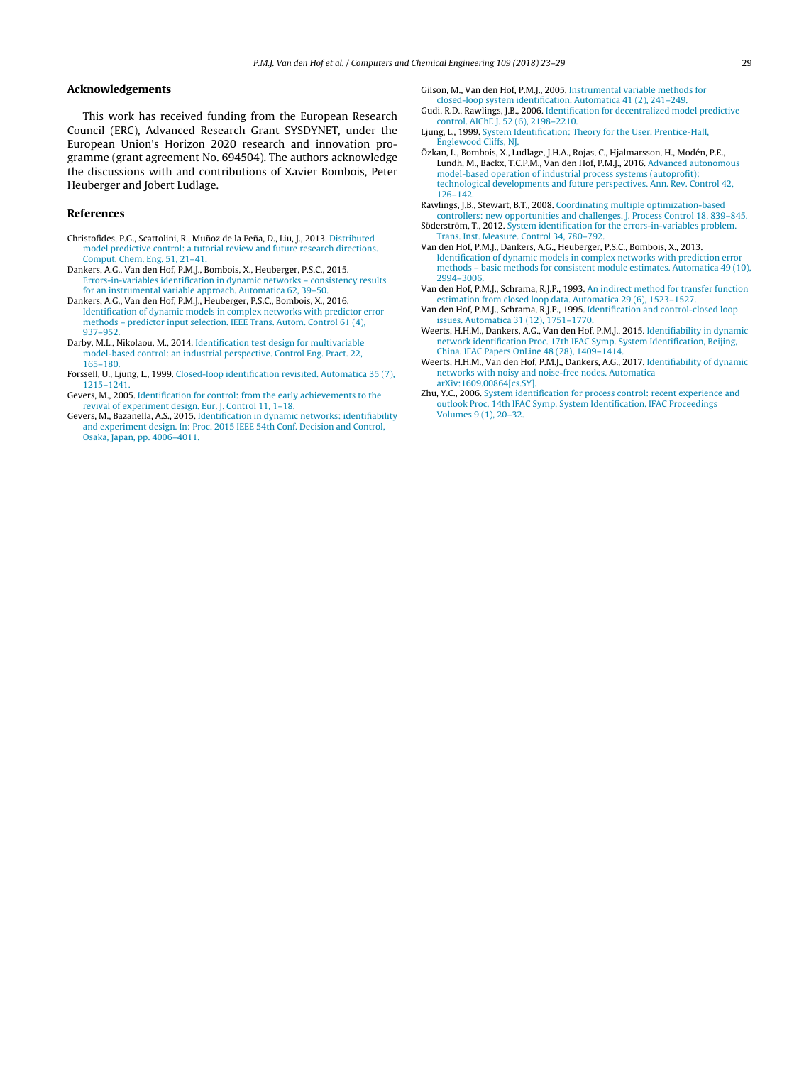## Acknowledgements

This work has received funding from the European Research Council (ERC), Advanced Research Grant SYSDYNET, under the European Union's Horizon 2020 research and innovation programme (grant agreement No. 694504). The authors acknowledge the discussions with and contributions of Xavier Bombois, Peter Heuberger and Jobert Ludlage.

## References

Christofides, P.G., Scattolini, R., Muñoz de la Peña, D., Liu, J., 2013. Distributed model predictive control: a tutorial review and future research directions. Comput. Chem. Eng. 51, 21–41.

Dankers, A.G., Van den Hof, P.M.J., Bombois, X., Heuberger, P.S.C., 2015. Errors-in-variables identification in dynamic networks – consistency results for an instrumental variable approach. Automatica 62, 39–50.

Dankers, A.G., Van den Hof, P.M.J., Heuberger, P.S.C., Bombois, X., 2016. Identification of dynamic models in complex networks with predictor error methods – predictor input selection. IEEE Trans. Autom. Control 61 (4), 937–952.

Darby, M.L., Nikolaou, M., 2014. Identification test design for multivariable model-based control: an industrial perspective. Control Eng. Pract. 22, 165–180.

Forssell, U., Ljung, L., 1999. Closed-loop identification revisited. Automatica 35 (7), 1215–1241.

Gevers, M., 2005. Identification for control: from the early achievements to the revival of experiment design. Eur. J. Control 11, 1–18.

Gevers, M., Bazanella, A.S., 2015. Identification in dynamic networks: identifiability and experiment design. In: Proc. 2015 IEEE 54th Conf. Decision and Control, Osaka, Japan, pp. 4006–4011.

Gilson, M., Van den Hof, P.M.J., 2005. Instrumental variable methods for closed-loop system identification. Automatica 41 (2), 241–249.

Gudi, R.D., Rawlings, J.B., 2006. Identification for decentralized model predictive control. AIChE J. 52 (6), 2198–2210.

Ljung, L., 1999. System Identification: Theory for the User. Prentice-Hall, Englewood Cliffs, NJ.

Özkan, L., Bombois, X., Ludlage, J.H.A., Rojas, C., Hjalmarsson, H., Modén, P.E., Lundh, M., Backx, T.C.P.M., Van den Hof, P.M.J., 2016. Advanced autonomous model-based operation of industrial process systems (autoprofit): technological developments and future perspectives. Ann. Rev. Control 42, 126–142.

Rawlings, J.B., Stewart, B.T., 2008. Coordinating multiple optimization-based controllers: new opportunities and challenges. J. Process Control 18, 839–845.

Söderström, T., 2012. System identification for the errors-in-variables problem. Trans. Inst. Measure. Control 34, 780–792.

Van den Hof, P.M.J., Dankers, A.G., Heuberger, P.S.C., Bombois, X., 2013. Identification of dynamic models in complex networks with prediction error methods – basic methods for consistent module estimates. Automatica 49 (10), 2994–3006.

Van den Hof, P.M.J., Schrama, R.J.P., 1993. An indirect method for transfer function estimation from closed loop data. Automatica 29 (6), 1523–1527.

Van den Hof, P.M.J., Schrama, R.J.P., 1995. Identification and control-closed loop issues. Automatica 31 (12), 1751–1770.

Weerts, H.H.M., Dankers, A.G., Van den Hof, P.M.J., 2015. Identifiability in dynamic network identification Proc. 17th IFAC Symp. System Identification, Beijing, China. IFAC Papers OnLine 48 (28), 1409–1414.

Weerts, H.H.M., Van den Hof, P.M.J., Dankers, A.G., 2017. Identifiability of dynamic networks with noisy and noise-free nodes. Automatica arXiv:1609.00864[cs.SY].

Zhu, Y.C., 2006. System identification for process control: recent experience and outlook Proc. 14th IFAC Symp. System Identification. IFAC Proceedings Volumes 9 (1), 20–32.